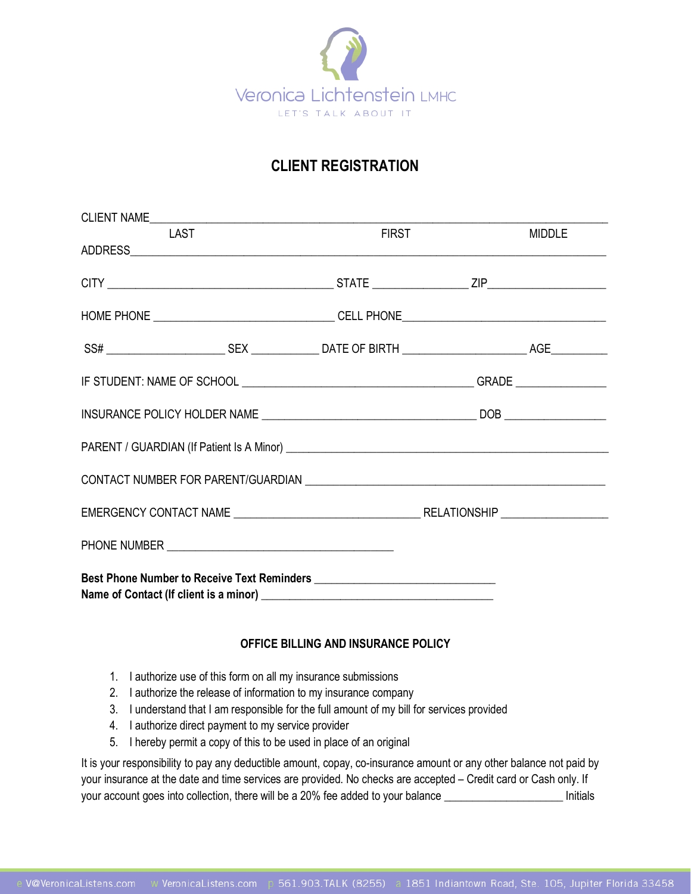Veronica Lichtenstein LMHC

LET'S TALK ABOUT IT

# CLIENT REGISTRATION

CLIENT NAME_______________________________________________________________
LAST FIRST MIDDLE

ADDRESS_______________________________________________________________

CITY ______________________________ STATE ____________ ZIP________________

HOME PHONE ________________________ CELL PHONE___________________________

SS# ________________ SEX _________ DATE OF BIRTH ________________ AGE________

IF STUDENT: NAME OF SCHOOL _______________________________ GRADE ____________

INSURANCE POLICY HOLDER NAME ____________________________ DOB ______________

PARENT / GUARDIAN (If Patient Is A Minor) ____________________________________________

CONTACT NUMBER FOR PARENT/GUARDIAN ______________________________________

EMERGENCY CONTACT NAME _________________________ RELATIONSHIP ______________

PHONE NUMBER ______________________________

**Best Phone Number to Receive Text Reminders** ________________________
**Name of Contact (If client is a minor)** ______________________________

### OFFICE BILLING AND INSURANCE POLICY

1. I authorize use of this form on all my insurance submissions
2. I authorize the release of information to my insurance company
3. I understand that I am responsible for the full amount of my bill for services provided
4. I authorize direct payment to my service provider
5. I hereby permit a copy of this to be used in place of an original

It is your responsibility to pay any deductible amount, copay, co-insurance amount or any other balance not paid by your insurance at the date and time services are provided. No checks are accepted – Credit card or Cash only. If your account goes into collection, there will be a 20% fee added to your balance ________________ Initials

e V@VeronicaListens.com w VeronicaListens.com p 561.903.TALK (8255) a 1851 Indiantown Road, Ste. 105, Jupiter Florida 33458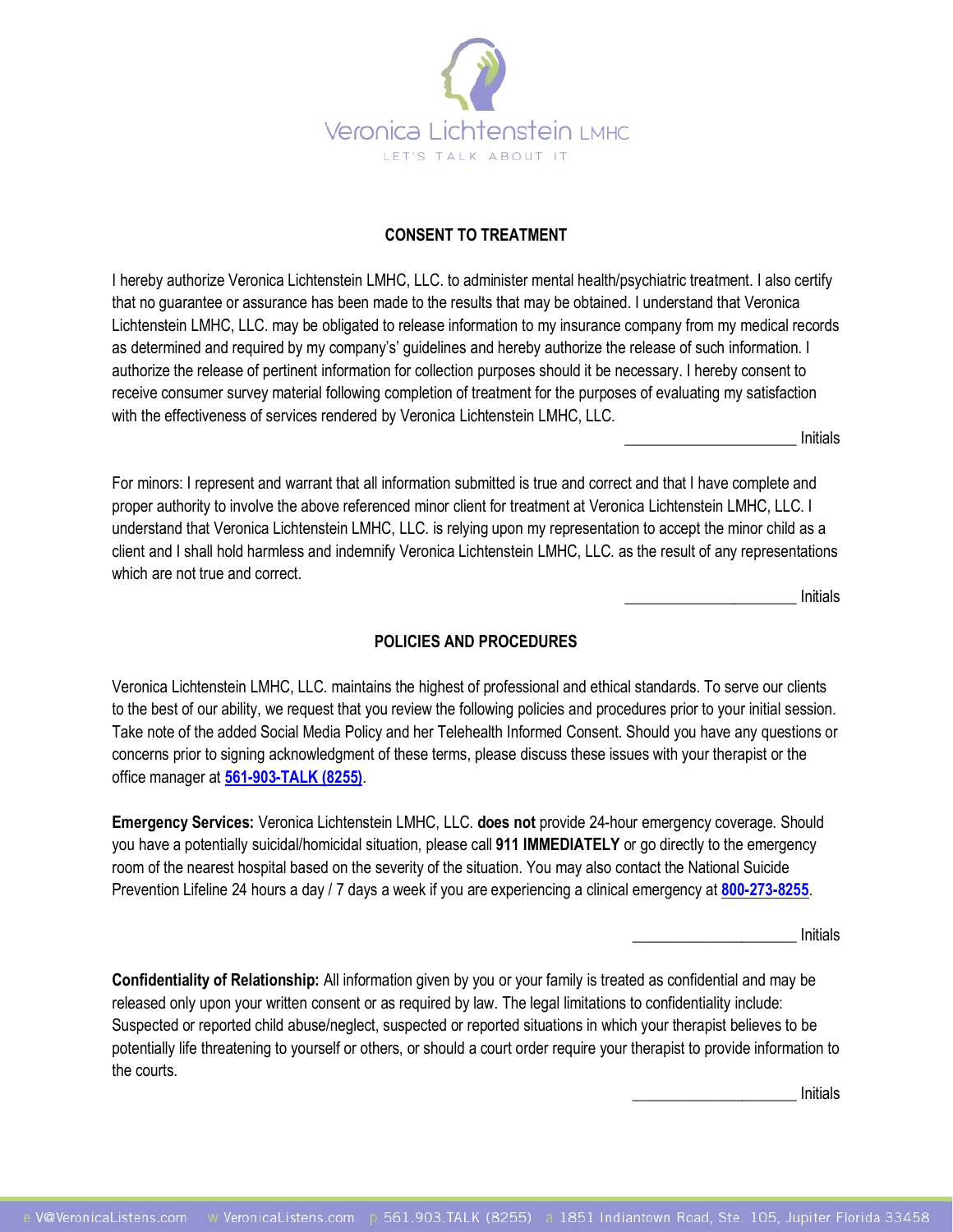Veronica Lichtenstein LMHC

LET'S TALK ABOUT IT

## CONSENT TO TREATMENT

I hereby authorize Veronica Lichtenstein LMHC, LLC. to administer mental health/psychiatric treatment. I also certify that no guarantee or assurance has been made to the results that may be obtained. I understand that Veronica Lichtenstein LMHC, LLC. may be obligated to release information to my insurance company from my medical records as determined and required by my company's' guidelines and hereby authorize the release of such information. I authorize the release of pertinent information for collection purposes should it be necessary. I hereby consent to receive consumer survey material following completion of treatment for the purposes of evaluating my satisfaction with the effectiveness of services rendered by Veronica Lichtenstein LMHC, LLC.

_____________________ Initials

For minors: I represent and warrant that all information submitted is true and correct and that I have complete and proper authority to involve the above referenced minor client for treatment at Veronica Lichtenstein LMHC, LLC. I understand that Veronica Lichtenstein LMHC, LLC. is relying upon my representation to accept the minor child as a client and I shall hold harmless and indemnify Veronica Lichtenstein LMHC, LLC. as the result of any representations which are not true and correct.

_____________________ Initials

## POLICIES AND PROCEDURES

Veronica Lichtenstein LMHC, LLC. maintains the highest of professional and ethical standards. To serve our clients to the best of our ability, we request that you review the following policies and procedures prior to your initial session. Take note of the added Social Media Policy and her Telehealth Informed Consent. Should you have any questions or concerns prior to signing acknowledgment of these terms, please discuss these issues with your therapist or the office manager at 561-903-TALK (8255).

**Emergency Services:** Veronica Lichtenstein LMHC, LLC. **does not** provide 24-hour emergency coverage. Should you have a potentially suicidal/homicidal situation, please call **911 IMMEDIATELY** or go directly to the emergency room of the nearest hospital based on the severity of the situation. You may also contact the National Suicide Prevention Lifeline 24 hours a day / 7 days a week if you are experiencing a clinical emergency at 800-273-8255.

_____________________ Initials

**Confidentiality of Relationship:** All information given by you or your family is treated as confidential and may be released only upon your written consent or as required by law. The legal limitations to confidentiality include: Suspected or reported child abuse/neglect, suspected or reported situations in which your therapist believes to be potentially life threatening to yourself or others, or should a court order require your therapist to provide information to the courts.

_____________________ Initials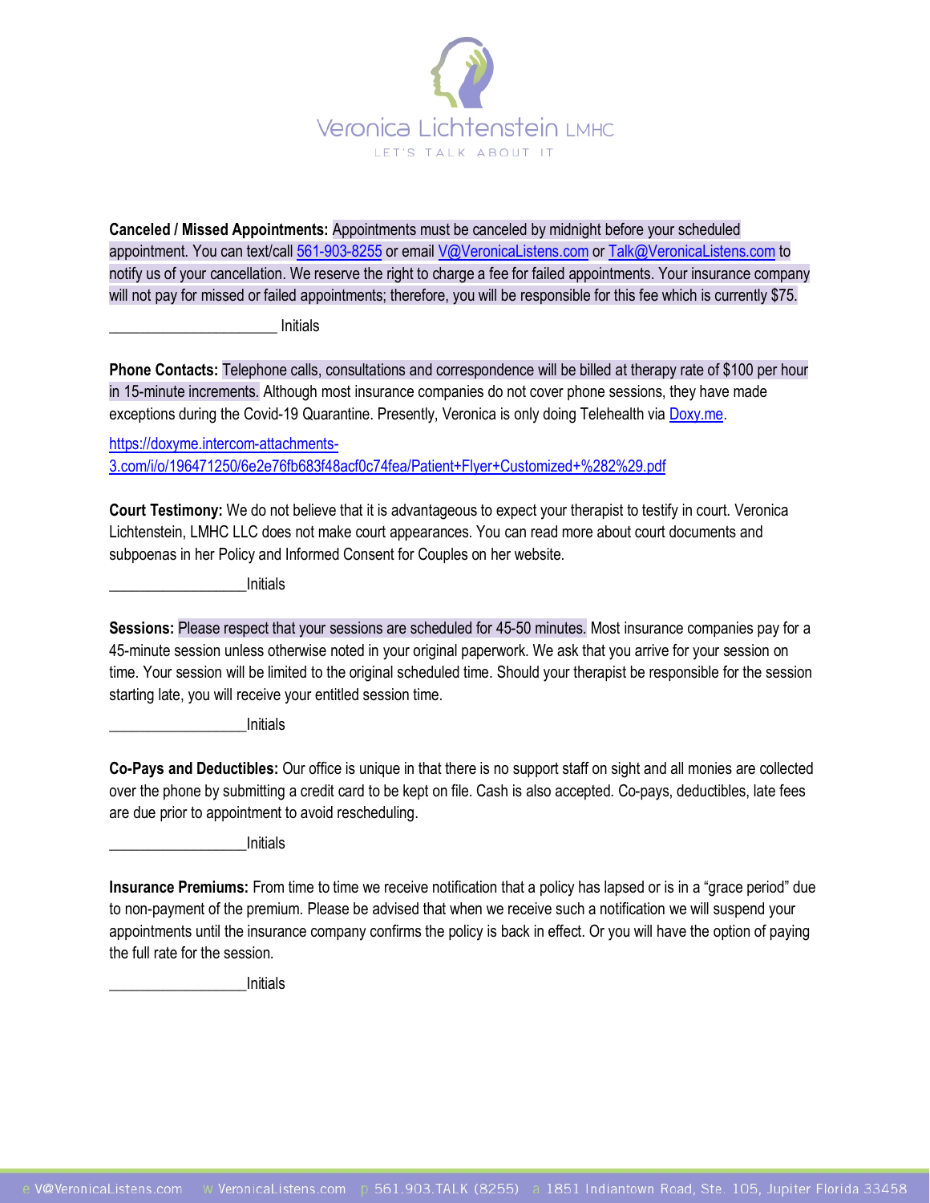**Canceled / Missed Appointments:** Appointments must be canceled by midnight before your scheduled appointment. You can text/call 561-903-8255 or email V@VeronicaListens.com or Talk@VeronicaListens.com to notify us of your cancellation. We reserve the right to charge a fee for failed appointments. Your insurance company will not pay for missed or failed appointments; therefore, you will be responsible for this fee which is currently $75.

_____________________ Initials

**Phone Contacts:** Telephone calls, consultations and correspondence will be billed at therapy rate of $100 per hour in 15-minute increments. Although most insurance companies do not cover phone sessions, they have made exceptions during the Covid-19 Quarantine. Presently, Veronica is only doing Telehealth via Doxy.me.

https://doxyme.intercom-attachments-3.com/i/o/196471250/6e2e76fb683f48acf0c74fea/Patient+Flyer+Customized+%282%29.pdf

**Court Testimony:** We do not believe that it is advantageous to expect your therapist to testify in court. Veronica Lichtenstein, LMHC LLC does not make court appearances. You can read more about court documents and subpoenas in her Policy and Informed Consent for Couples on her website.

_________________Initials

**Sessions:** Please respect that your sessions are scheduled for 45-50 minutes. Most insurance companies pay for a 45-minute session unless otherwise noted in your original paperwork. We ask that you arrive for your session on time. Your session will be limited to the original scheduled time. Should your therapist be responsible for the session starting late, you will receive your entitled session time.

_________________Initials

**Co-Pays and Deductibles:** Our office is unique in that there is no support staff on sight and all monies are collected over the phone by submitting a credit card to be kept on file. Cash is also accepted. Co-pays, deductibles, late fees are due prior to appointment to avoid rescheduling.

_________________Initials

**Insurance Premiums:** From time to time we receive notification that a policy has lapsed or is in a "grace period" due to non-payment of the premium. Please be advised that when we receive such a notification we will suspend your appointments until the insurance company confirms the policy is back in effect. Or you will have the option of paying the full rate for the session.

_________________Initials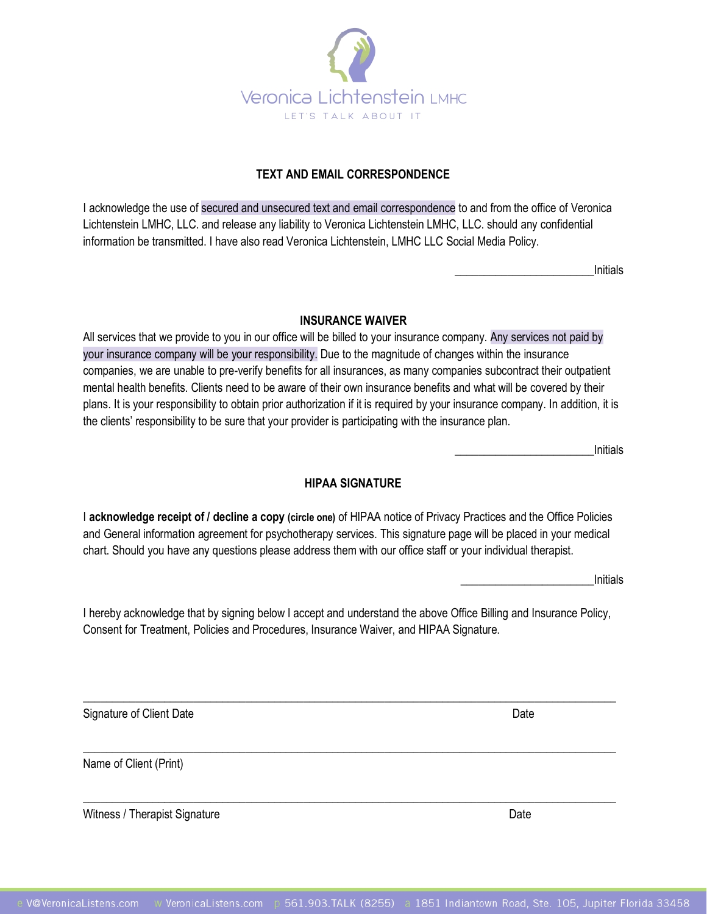Veronica Lichtenstein LMHC

LET'S TALK ABOUT IT

## TEXT AND EMAIL CORRESPONDENCE

I acknowledge the use of secured and unsecured text and email correspondence to and from the office of Veronica Lichtenstein LMHC, LLC. and release any liability to Veronica Lichtenstein LMHC, LLC. should any confidential information be transmitted. I have also read Veronica Lichtenstein, LMHC LLC Social Media Policy.

_______________________Initials

## INSURANCE WAIVER

All services that we provide to you in our office will be billed to your insurance company. Any services not paid by your insurance company will be your responsibility. Due to the magnitude of changes within the insurance companies, we are unable to pre-verify benefits for all insurances, as many companies subcontract their outpatient mental health benefits. Clients need to be aware of their own insurance benefits and what will be covered by their plans. It is your responsibility to obtain prior authorization if it is required by your insurance company. In addition, it is the clients' responsibility to be sure that your provider is participating with the insurance plan.

_______________________Initials

## HIPAA SIGNATURE

I **acknowledge receipt of / decline a copy** **(circle one)** of HIPAA notice of Privacy Practices and the Office Policies and General information agreement for psychotherapy services. This signature page will be placed in your medical chart. Should you have any questions please address them with our office staff or your individual therapist.

_______________________Initials

I hereby acknowledge that by signing below I accept and understand the above Office Billing and Insurance Policy, Consent for Treatment, Policies and Procedures, Insurance Waiver, and HIPAA Signature.

_____________________________________________________________________________

Signature of Client Date                                                                                    Date

_____________________________________________________________________________

Name of Client (Print)

_____________________________________________________________________________

Witness / Therapist Signature                                                                             Date

e V@VeronicaListens.com w VeronicaListens.com p 561.903.TALK (8255) a 1851 Indiantown Road, Ste. 105, Jupiter Florida 33458